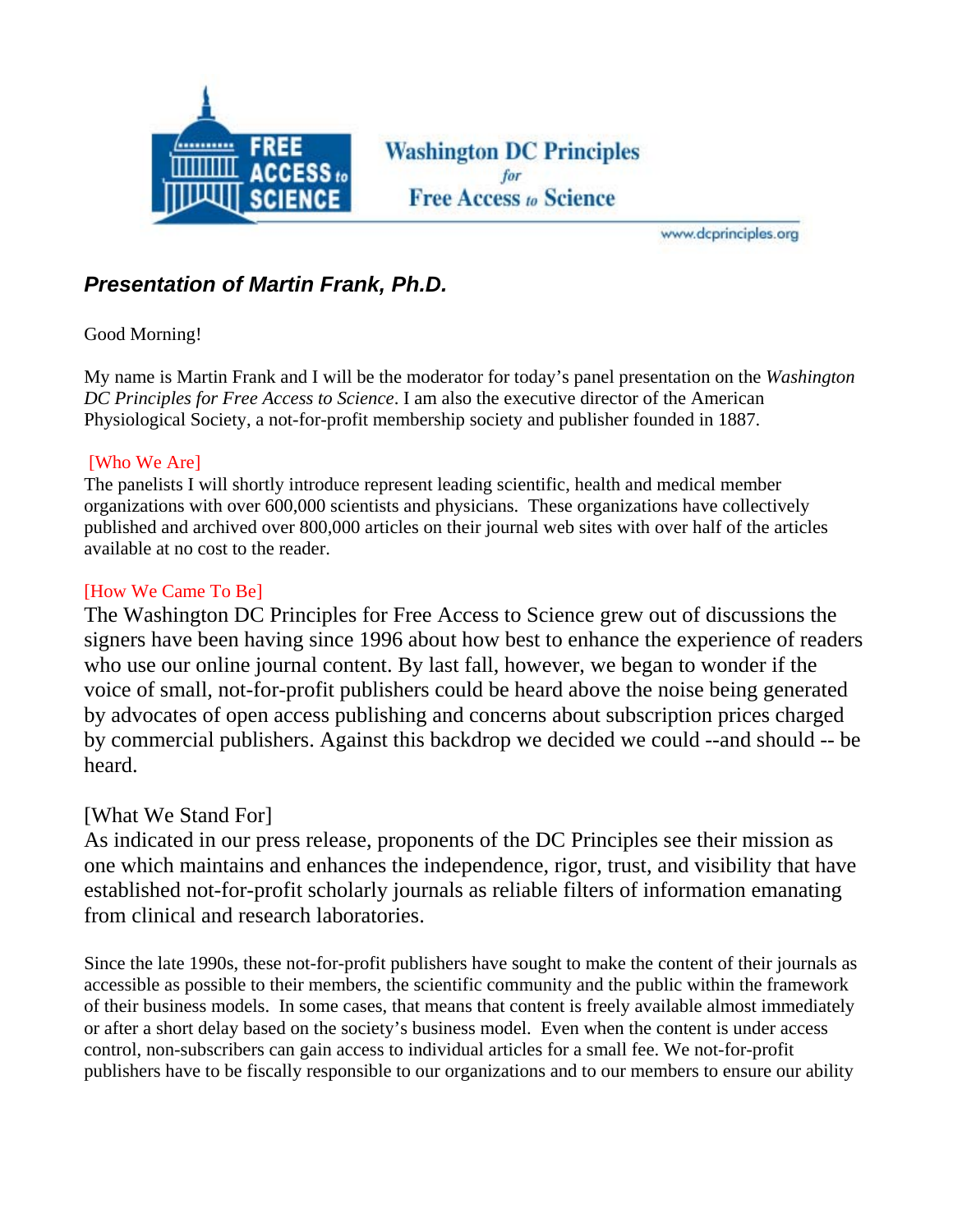Washington DC Principles *for* Free Access *to* Science

www.dcprinciples.org

## *Presentation of Martin Frank, Ph.D.*

Good Morning!

My name is Martin Frank and I will be the moderator for today's panel presentation on the *Washington DC Principles for Free Access to Science*. I am also the executive director of the American Physiological Society, a not-for-profit membership society and publisher founded in 1887.

[Who We Are]
The panelists I will shortly introduce represent leading scientific, health and medical member organizations with over 600,000 scientists and physicians. These organizations have collectively published and archived over 800,000 articles on their journal web sites with over half of the articles available at no cost to the reader.

[How We Came To Be]
The Washington DC Principles for Free Access to Science grew out of discussions the signers have been having since 1996 about how best to enhance the experience of readers who use our online journal content. By last fall, however, we began to wonder if the voice of small, not-for-profit publishers could be heard above the noise being generated by advocates of open access publishing and concerns about subscription prices charged by commercial publishers. Against this backdrop we decided we could --and should -- be heard.

[What We Stand For]
As indicated in our press release, proponents of the DC Principles see their mission as one which maintains and enhances the independence, rigor, trust, and visibility that have established not-for-profit scholarly journals as reliable filters of information emanating from clinical and research laboratories.

Since the late 1990s, these not-for-profit publishers have sought to make the content of their journals as accessible as possible to their members, the scientific community and the public within the framework of their business models. In some cases, that means that content is freely available almost immediately or after a short delay based on the society's business model. Even when the content is under access control, non-subscribers can gain access to individual articles for a small fee. We not-for-profit publishers have to be fiscally responsible to our organizations and to our members to ensure our ability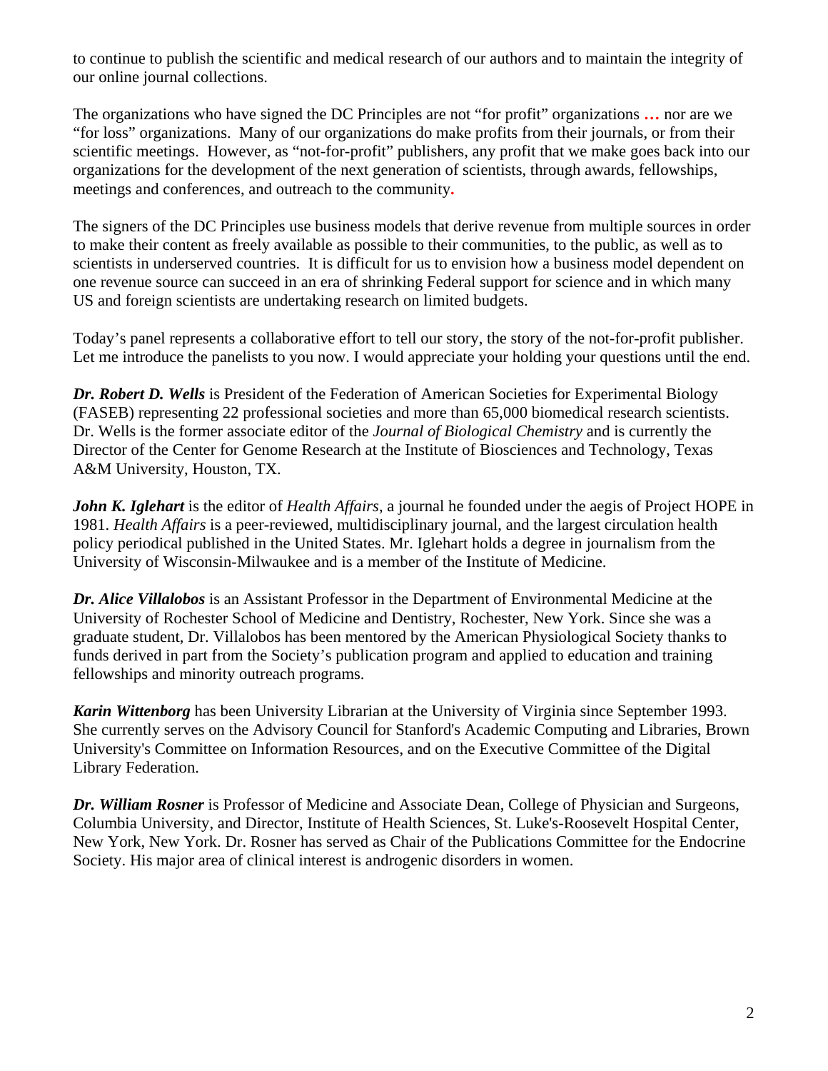to continue to publish the scientific and medical research of our authors and to maintain the integrity of our online journal collections.

The organizations who have signed the DC Principles are not "for profit" organizations **…** nor are we "for loss" organizations. Many of our organizations do make profits from their journals, or from their scientific meetings. However, as "not-for-profit" publishers, any profit that we make goes back into our organizations for the development of the next generation of scientists, through awards, fellowships, meetings and conferences, and outreach to the community**.**

The signers of the DC Principles use business models that derive revenue from multiple sources in order to make their content as freely available as possible to their communities, to the public, as well as to scientists in underserved countries. It is difficult for us to envision how a business model dependent on one revenue source can succeed in an era of shrinking Federal support for science and in which many US and foreign scientists are undertaking research on limited budgets.

Today's panel represents a collaborative effort to tell our story, the story of the not-for-profit publisher. Let me introduce the panelists to you now. I would appreciate your holding your questions until the end.

***Dr. Robert D. Wells*** is President of the Federation of American Societies for Experimental Biology (FASEB) representing 22 professional societies and more than 65,000 biomedical research scientists. Dr. Wells is the former associate editor of the *Journal of Biological Chemistry* and is currently the Director of the Center for Genome Research at the Institute of Biosciences and Technology, Texas A&M University, Houston, TX.

***John K. Iglehart*** is the editor of *Health Affairs*, a journal he founded under the aegis of Project HOPE in 1981. *Health Affairs* is a peer-reviewed, multidisciplinary journal, and the largest circulation health policy periodical published in the United States. Mr. Iglehart holds a degree in journalism from the University of Wisconsin-Milwaukee and is a member of the Institute of Medicine.

***Dr. Alice Villalobos*** is an Assistant Professor in the Department of Environmental Medicine at the University of Rochester School of Medicine and Dentistry, Rochester, New York. Since she was a graduate student, Dr. Villalobos has been mentored by the American Physiological Society thanks to funds derived in part from the Society's publication program and applied to education and training fellowships and minority outreach programs.

***Karin Wittenborg*** has been University Librarian at the University of Virginia since September 1993. She currently serves on the Advisory Council for Stanford's Academic Computing and Libraries, Brown University's Committee on Information Resources, and on the Executive Committee of the Digital Library Federation.

***Dr. William Rosner*** is Professor of Medicine and Associate Dean, College of Physician and Surgeons, Columbia University, and Director, Institute of Health Sciences, St. Luke's-Roosevelt Hospital Center, New York, New York. Dr. Rosner has served as Chair of the Publications Committee for the Endocrine Society. His major area of clinical interest is androgenic disorders in women.